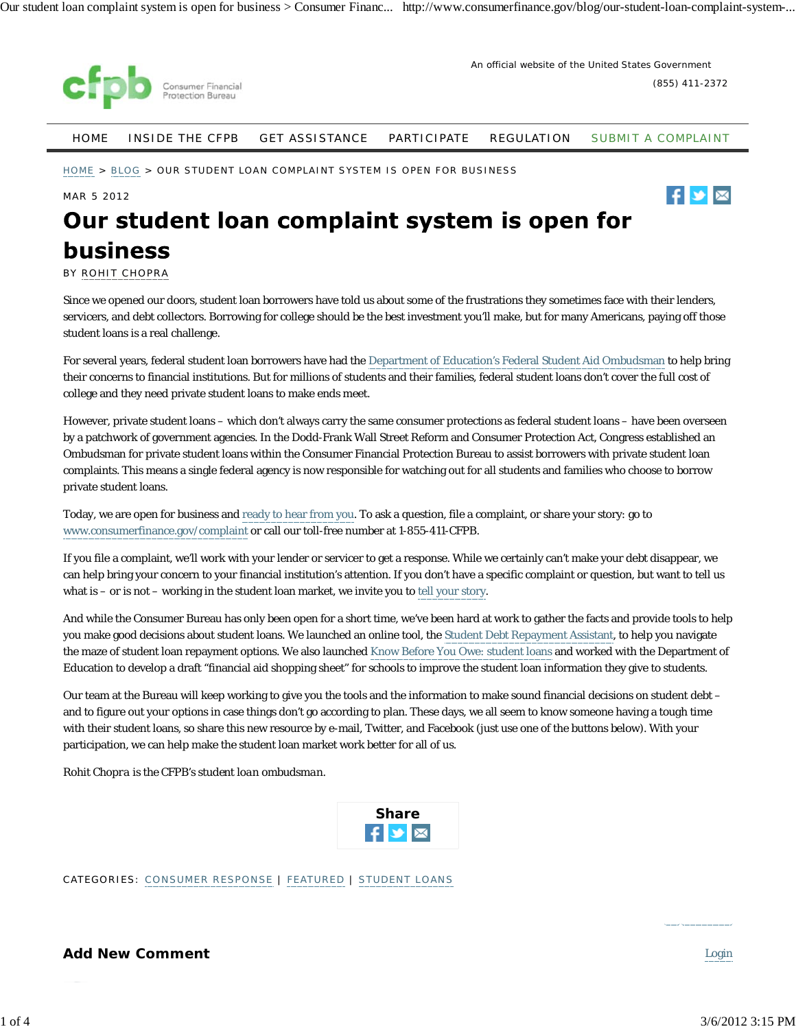cfpb Consumer Financial Protection Bureau

An official website of the United States Government

(855) 411-2372

HOME | INSIDE THE CFPB | GET ASSISTANCE | PARTICIPATE | REGULATION | SUBMIT A COMPLAINT

HOME > BLOG > OUR STUDENT LOAN COMPLAINT SYSTEM IS OPEN FOR BUSINESS

MAR 5 2012

# Our student loan complaint system is open for business

BY ROHIT CHOPRA

Since we opened our doors, student loan borrowers have told us about some of the frustrations they sometimes face with their lenders, servicers, and debt collectors. Borrowing for college should be the best investment you'll make, but for many Americans, paying off those student loans is a real challenge.

For several years, federal student loan borrowers have had the Department of Education's Federal Student Aid Ombudsman to help bring their concerns to financial institutions. But for millions of students and their families, federal student loans don't cover the full cost of college and they need private student loans to make ends meet.

However, private student loans – which don't always carry the same consumer protections as federal student loans – have been overseen by a patchwork of government agencies. In the Dodd-Frank Wall Street Reform and Consumer Protection Act, Congress established an Ombudsman for private student loans within the Consumer Financial Protection Bureau to assist borrowers with private student loan complaints. This means a single federal agency is now responsible for watching out for all students and families who choose to borrow private student loans.

Today, we are open for business and ready to hear from you. To ask a question, file a complaint, or share your story: go to www.consumerfinance.gov/complaint or call our toll-free number at 1-855-411-CFPB.

If you file a complaint, we'll work with your lender or servicer to get a response. While we certainly can't make your debt disappear, we can help bring your concern to your financial institution's attention. If you don't have a specific complaint or question, but want to tell us what is – or is not – working in the student loan market, we invite you to tell your story.

And while the Consumer Bureau has only been open for a short time, we've been hard at work to gather the facts and provide tools to help you make good decisions about student loans. We launched an online tool, the Student Debt Repayment Assistant, to help you navigate the maze of student loan repayment options. We also launched Know Before You Owe: student loans and worked with the Department of Education to develop a draft "financial aid shopping sheet" for schools to improve the student loan information they give to students.

Our team at the Bureau will keep working to give you the tools and the information to make sound financial decisions on student debt – and to figure out your options in case things don't go according to plan. These days, we all seem to know someone having a tough time with their student loans, so share this new resource by e-mail, Twitter, and Facebook (just use one of the buttons below). With your participation, we can help make the student loan market work better for all of us.

Rohit Chopra is the CFPB's student loan ombudsman.

**Share**

CATEGORIES: CONSUMER RESPONSE | FEATURED | STUDENT LOANS

## Add New Comment

Login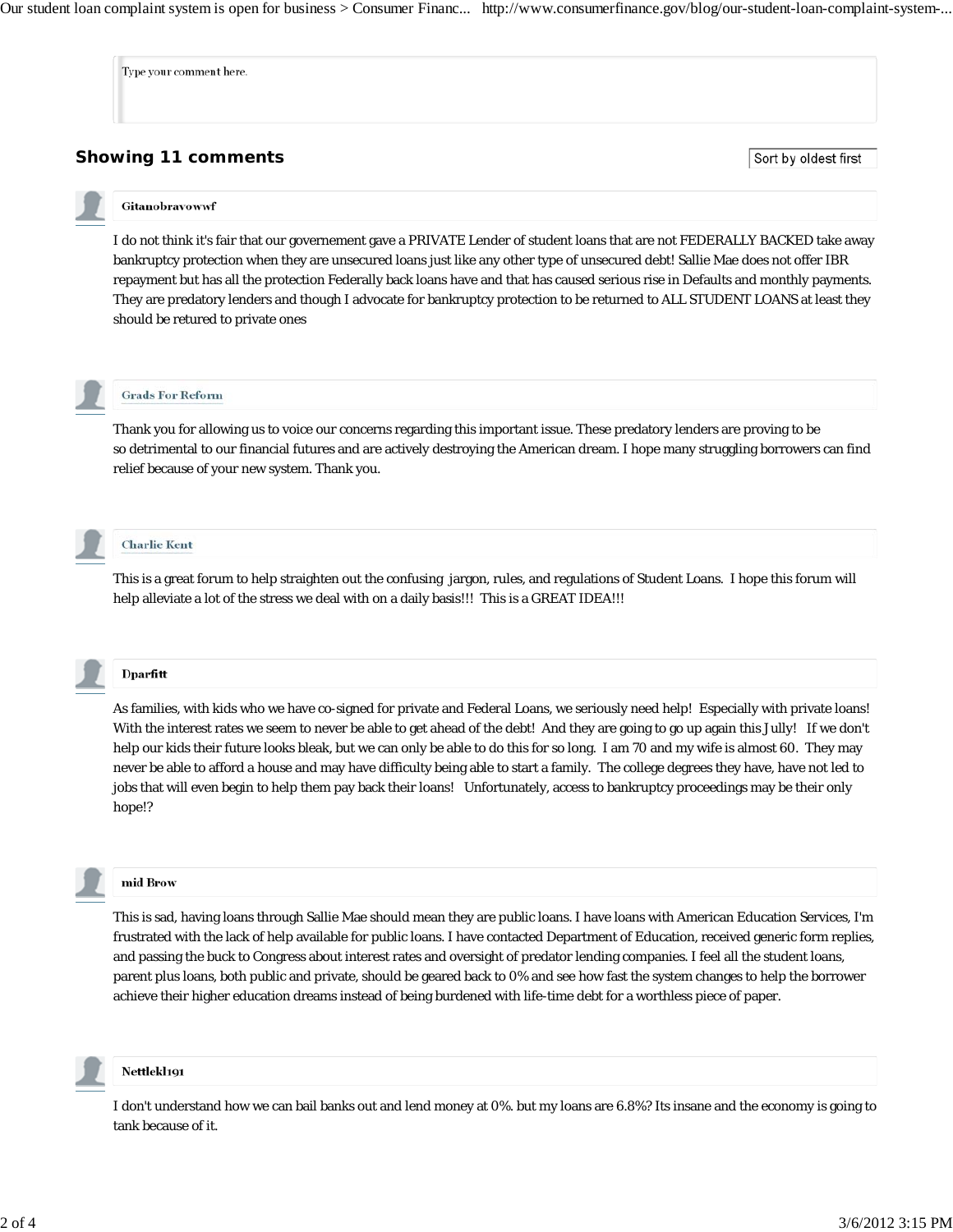Type your comment here.

## Showing 11 comments

Sort by oldest first

**Gitanobravowwf**

I do not think it's fair that our governement gave a PRIVATE Lender of student loans that are not FEDERALLY BACKED take away bankruptcy protection when they are unsecured loans just like any other type of unsecured debt! Sallie Mae does not offer IBR repayment but has all the protection Federally back loans have and that has caused serious rise in Defaults and monthly payments. They are predatory lenders and though I advocate for bankruptcy protection to be returned to ALL STUDENT LOANS at least they should be retured to private ones

**Grads For Reform**

Thank you for allowing us to voice our concerns regarding this important issue. These predatory lenders are proving to be so detrimental to our financial futures and are actively destroying the American dream. I hope many struggling borrowers can find relief because of your new system. Thank you.

**Charlie Kent**

This is a great forum to help straighten out the confusing jargon, rules, and regulations of Student Loans. I hope this forum will help alleviate a lot of the stress we deal with on a daily basis!!! This is a GREAT IDEA!!!

**Dparfitt**

As families, with kids who we have co-signed for private and Federal Loans, we seriously need help! Especially with private loans! With the interest rates we seem to never be able to get ahead of the debt! And they are going to go up again this Jully! If we don't help our kids their future looks bleak, but we can only be able to do this for so long. I am 70 and my wife is almost 60. They may never be able to afford a house and may have difficulty being able to start a family. The college degrees they have, have not led to jobs that will even begin to help them pay back their loans! Unfortunately, access to bankruptcy proceedings may be their only hope!?

**mid Brow**

This is sad, having loans through Sallie Mae should mean they are public loans. I have loans with American Education Services, I'm frustrated with the lack of help available for public loans. I have contacted Department of Education, received generic form replies, and passing the buck to Congress about interest rates and oversight of predator lending companies. I feel all the student loans, parent plus loans, both public and private, should be geared back to 0% and see how fast the system changes to help the borrower achieve their higher education dreams instead of being burdened with life-time debt for a worthless piece of paper.

**Nettlekl191**

I don't understand how we can bail banks out and lend money at 0%. but my loans are 6.8%? Its insane and the economy is going to tank because of it.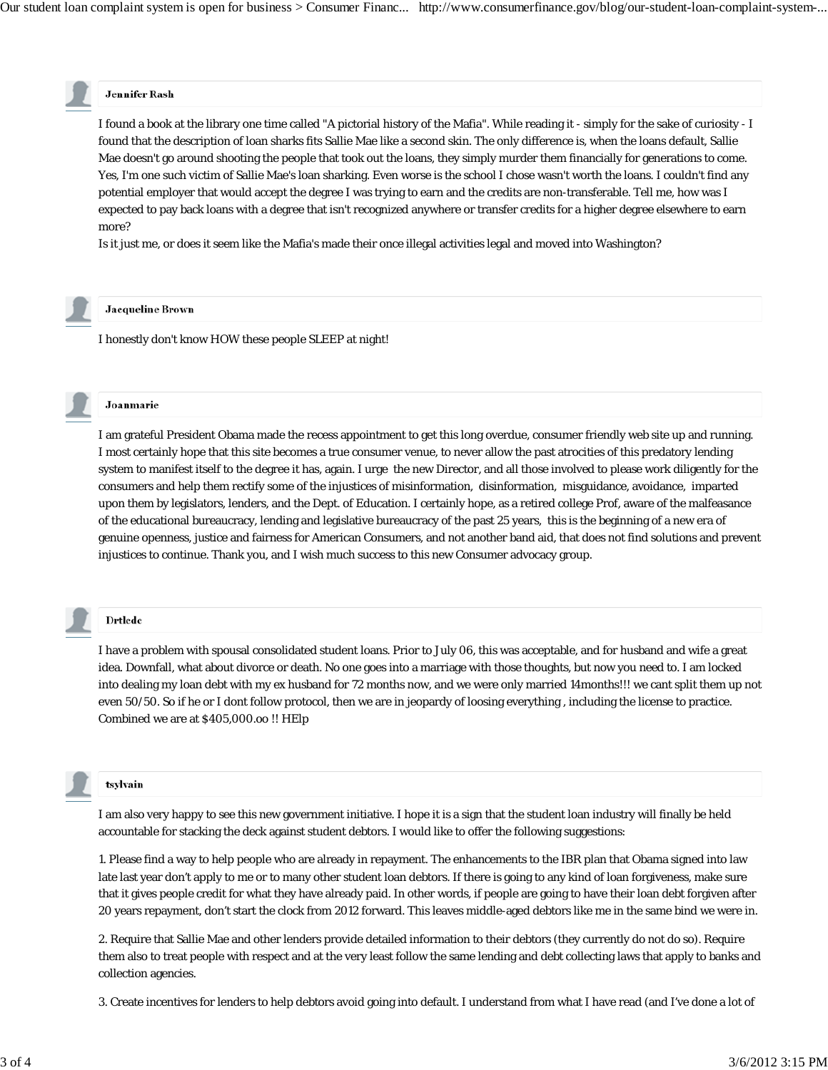**Jennifer Rash**

I found a book at the library one time called "A pictorial history of the Mafia". While reading it - simply for the sake of curiosity - I found that the description of loan sharks fits Sallie Mae like a second skin. The only difference is, when the loans default, Sallie Mae doesn't go around shooting the people that took out the loans, they simply murder them financially for generations to come. Yes, I'm one such victim of Sallie Mae's loan sharking. Even worse is the school I chose wasn't worth the loans. I couldn't find any potential employer that would accept the degree I was trying to earn and the credits are non-transferable. Tell me, how was I expected to pay back loans with a degree that isn't recognized anywhere or transfer credits for a higher degree elsewhere to earn more?

Is it just me, or does it seem like the Mafia's made their once illegal activities legal and moved into Washington?

**Jacqueline Brown**

I honestly don't know HOW these people SLEEP at night!

**Joanmarie**

I am grateful President Obama made the recess appointment to get this long overdue, consumer friendly web site up and running. I most certainly hope that this site becomes a true consumer venue, to never allow the past atrocities of this predatory lending system to manifest itself to the degree it has, again. I urge the new Director, and all those involved to please work diligently for the consumers and help them rectify some of the injustices of misinformation, disinformation, misguidance, avoidance, imparted upon them by legislators, lenders, and the Dept. of Education. I certainly hope, as a retired college Prof, aware of the malfeasance of the educational bureaucracy, lending and legislative bureaucracy of the past 25 years, this is the beginning of a new era of genuine openness, justice and fairness for American Consumers, and not another band aid, that does not find solutions and prevent injustices to continue. Thank you, and I wish much success to this new Consumer advocacy group.

**Drtlcdc**

I have a problem with spousal consolidated student loans. Prior to July 06, this was acceptable, and for husband and wife a great idea. Downfall, what about divorce or death. No one goes into a marriage with those thoughts, but now you need to. I am locked into dealing my loan debt with my ex husband for 72 months now, and we were only married 14months!!! we cant split them up not even 50/50. So if he or I dont follow protocol, then we are in jeopardy of loosing everything , including the license to practice. Combined we are at $405,000.oo !! HElp

**tsylvain**

I am also very happy to see this new government initiative. I hope it is a sign that the student loan industry will finally be held accountable for stacking the deck against student debtors. I would like to offer the following suggestions:

1. Please find a way to help people who are already in repayment. The enhancements to the IBR plan that Obama signed into law late last year don't apply to me or to many other student loan debtors. If there is going to any kind of loan forgiveness, make sure that it gives people credit for what they have already paid. In other words, if people are going to have their loan debt forgiven after 20 years repayment, don't start the clock from 2012 forward. This leaves middle-aged debtors like me in the same bind we were in.

2. Require that Sallie Mae and other lenders provide detailed information to their debtors (they currently do not do so). Require them also to treat people with respect and at the very least follow the same lending and debt collecting laws that apply to banks and collection agencies.

3. Create incentives for lenders to help debtors avoid going into default. I understand from what I have read (and I've done a lot of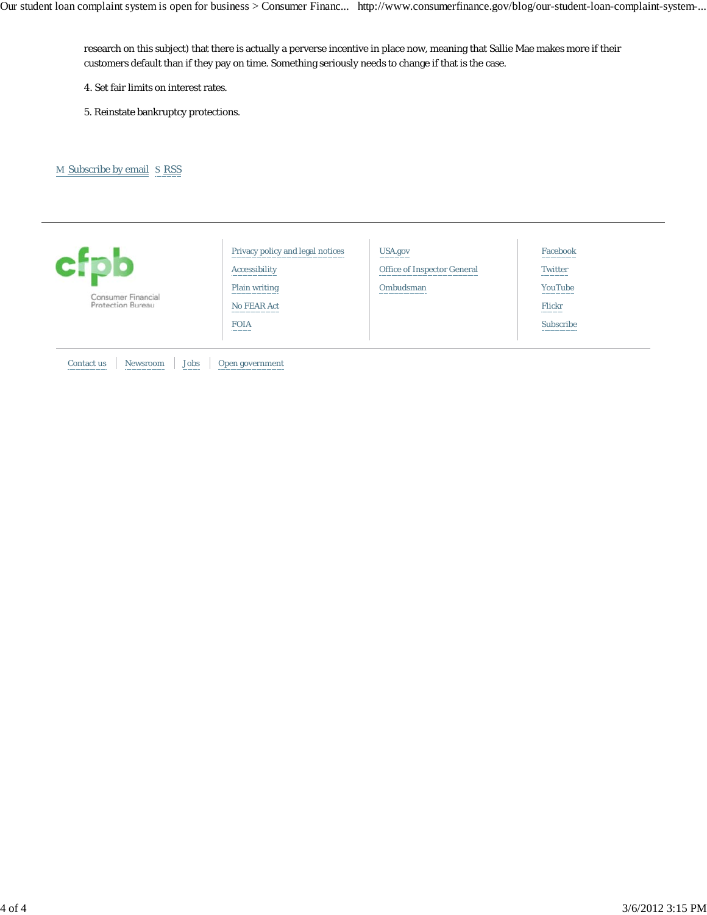research on this subject) that there is actually a perverse incentive in place now, meaning that Sallie Mae makes more if their customers default than if they pay on time. Something seriously needs to change if that is the case.

4. Set fair limits on interest rates.

5. Reinstate bankruptcy protections.

M Subscribe by email S RSS

cfpb Consumer Financial Protection Bureau

Privacy policy and legal notices
Accessibility
Plain writing
No FEAR Act
FOIA

USA.gov
Office of Inspector General
Ombudsman

Facebook
Twitter
YouTube
Flickr
Subscribe

Contact us | Newsroom | Jobs | Open government